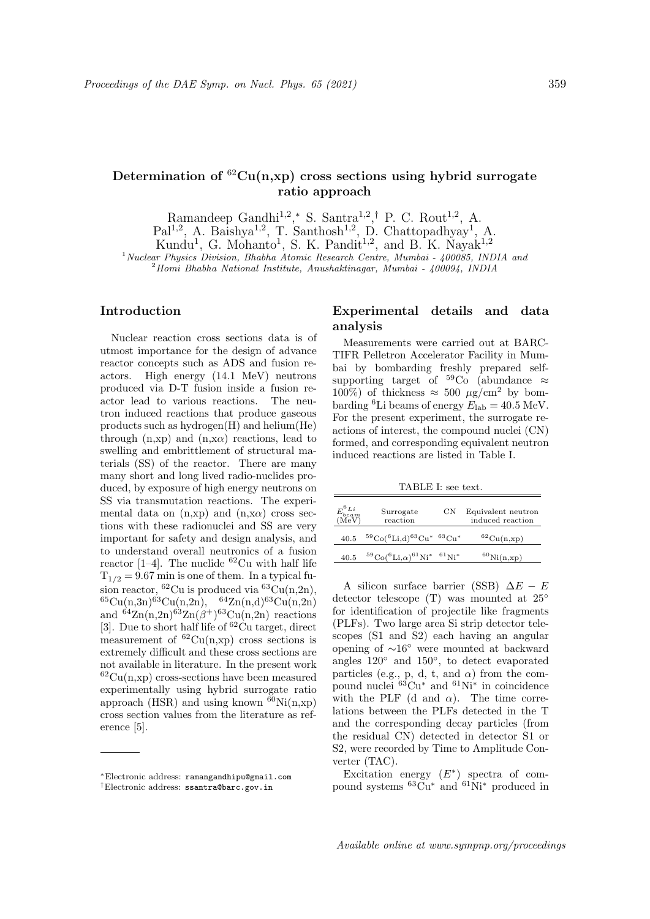# Determination of $^{62}$Cu(n,xp) cross sections using hybrid surrogate ratio approach

Ramandeep Gandhi[1,2,*], S. Santra[1,2,†], P. C. Rout[1,2], A. Pal[1,2], A. Baishya[1,2], T. Santhosh[1,2], D. Chattopadhyay[1], A. Kundu[1], G. Mohanto[1], S. K. Pandit[1,2], and B. K. Nayak[1,2]

[1]*Nuclear Physics Division, Bhabha Atomic Research Centre, Mumbai - 400085, INDIA and*
[2]*Homi Bhabha National Institute, Anushaktinagar, Mumbai - 400094, INDIA*

## Introduction

Nuclear reaction cross sections data is of utmost importance for the design of advance reactor concepts such as ADS and fusion reactors. High energy (14.1 MeV) neutrons produced via D-T fusion inside a fusion reactor lead to various reactions. The neutron induced reactions that produce gaseous products such as hydrogen(H) and helium(He) through (n,xp) and (n,xα) reactions, lead to swelling and embrittlement of structural materials (SS) of the reactor. There are many many short and long lived radio-nuclides produced, by exposure of high energy neutrons on SS via transmutation reactions. The experimental data on (n,xp) and (n,xα) cross sections with these radionuclei and SS are very important for safety and design analysis, and to understand overall neutronics of a fusion reactor [1–4]. The nuclide $^{62}$Cu with half life $T_{1/2} = 9.67$ min is one of them. In a typical fusion reactor, $^{62}$Cu is produced via $^{63}$Cu(n,2n), $^{65}$Cu(n,3n)$^{63}$Cu(n,2n), $^{64}$Zn(n,d)$^{63}$Cu(n,2n) and $^{64}$Zn(n,2n)$^{63}$Zn($\beta^+$)$^{63}$Cu(n,2n) reactions [3]. Due to short half life of $^{62}$Cu target, direct measurement of $^{62}$Cu(n,xp) cross sections is extremely difficult and these cross sections are not available in literature. In the present work $^{62}$Cu(n,xp) cross-sections have been measured experimentally using hybrid surrogate ratio approach (HSR) and using known $^{60}$Ni(n,xp) cross section values from the literature as reference [5].

## Experimental details and data analysis

Measurements were carried out at BARC-TIFR Pelletron Accelerator Facility in Mumbai by bombarding freshly prepared self-supporting target of $^{59}$Co (abundance $\approx$ 100%) of thickness $\approx$ 500 $\mu$g/cm$^2$ by bombarding $^{6}$Li beams of energy $E_{\mathrm{lab}} = 40.5$ MeV. For the present experiment, the surrogate reactions of interest, the compound nuclei (CN) formed, and corresponding equivalent neutron induced reactions are listed in Table I.

TABLE I: see text.

| $E^{^6Li}_{beam}$ (MeV) | Surrogate reaction | CN | Equivalent neutron induced reaction |
|---|---|---|---|
| 40.5 | $^{59}$Co($^{6}$Li,d)$^{63}$Cu* | $^{63}$Cu* | $^{62}$Cu(n,xp) |
| 40.5 | $^{59}$Co($^{6}$Li,α)$^{61}$Ni* | $^{61}$Ni* | $^{60}$Ni(n,xp) |

A silicon surface barrier (SSB) $\Delta E - E$ detector telescope (T) was mounted at 25° for identification of projectile like fragments (PLFs). Two large area Si strip detector telescopes (S1 and S2) each having an angular opening of ∼16° were mounted at backward angles 120° and 150°, to detect evaporated particles (e.g., p, d, t, and α) from the compound nuclei $^{63}$Cu* and $^{61}$Ni* in coincidence with the PLF (d and α). The time correlations between the PLFs detected in the T and the corresponding decay particles (from the residual CN) detected in detector S1 or S2, were recorded by Time to Amplitude Converter (TAC).

Excitation energy ($E^*$) spectra of compound systems $^{63}$Cu* and $^{61}$Ni* produced in

*Electronic address: ramangandhipu@gmail.com
†Electronic address: ssantra@barc.gov.in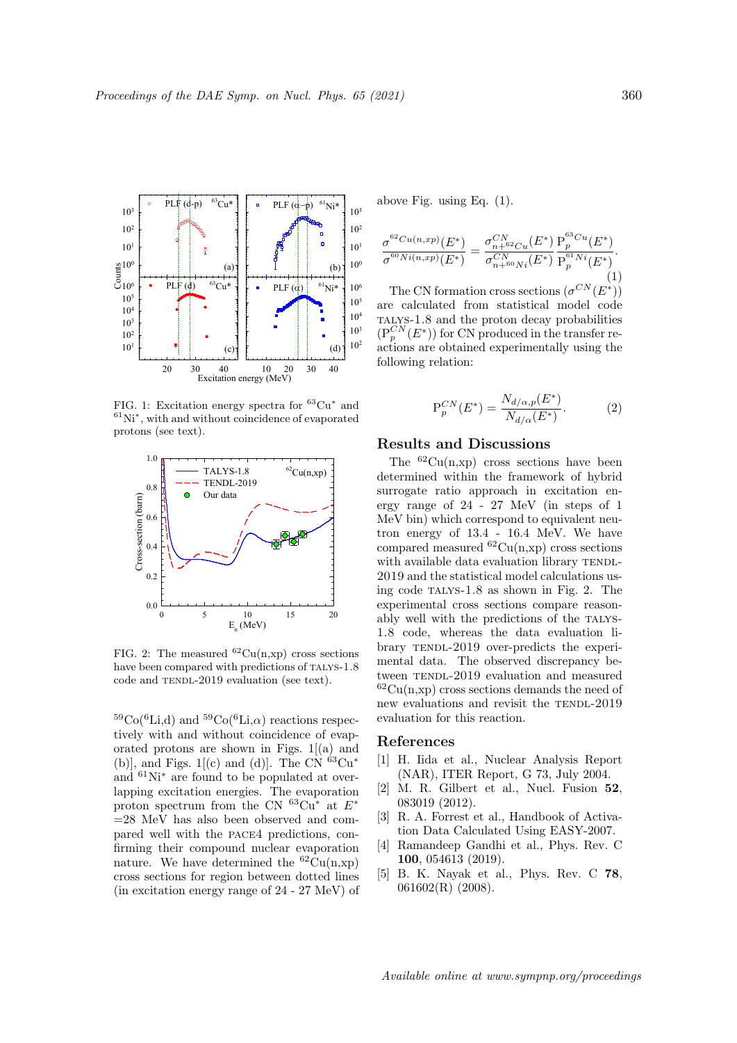PLF (d-p) $^{63}$Cu*
PLF (α-p) $^{61}$Ni*
PLF (d) $^{63}$Cu*
PLF (α) $^{61}$Ni*
Counts
(a) (b) (c) (d)
Excitation energy (MeV)

FIG. 1: Excitation energy spectra for $^{63}$Cu* and $^{61}$Ni*, with and without coincidence of evaporated protons (see text).

TALYS-1.8
TENDL-2019
Our data
$^{62}$Cu(n,xp)
Cross-section (barn)
$E_n$ (MeV)

FIG. 2: The measured $^{62}$Cu(n,xp) cross sections have been compared with predictions of TALYS-1.8 code and TENDL-2019 evaluation (see text).

$^{59}$Co($^6$Li,d) and $^{59}$Co($^6$Li,$\alpha$) reactions respectively with and without coincidence of evaporated protons are shown in Figs. 1[(a) and (b)], and Figs. 1[(c) and (d)]. The CN $^{63}$Cu* and $^{61}$Ni* are found to be populated at overlapping excitation energies. The evaporation proton spectrum from the CN $^{63}$Cu* at $E^*$ =28 MeV has also been observed and compared well with the PACE4 predictions, confirming their compound nuclear evaporation nature. We have determined the $^{62}$Cu(n,xp) cross sections for region between dotted lines (in excitation energy range of 24 - 27 MeV) of above Fig. using Eq. (1).

$$\frac{\sigma^{^{62}Cu(n,xp)}(E^*)}{\sigma^{^{60}Ni(n,xp)}(E^*)} = \frac{\sigma^{CN}_{n+^{62}Cu}(E^*)}{\sigma^{CN}_{n+^{60}Ni}(E^*)}\frac{\mathrm{P}^{^{63}Cu}_p(E^*)}{\mathrm{P}^{^{61}Ni}_p(E^*)}. \quad (1)$$

The CN formation cross sections ($\sigma^{CN}(E^*)$) are calculated from statistical model code TALYS-1.8 and the proton decay probabilities ($\mathrm{P}^{CN}_p(E^*)$) for CN produced in the transfer reactions are obtained experimentally using the following relation:

$$\mathrm{P}^{CN}_p(E^*) = \frac{N_{d/\alpha,p}(E^*)}{N_{d/\alpha}(E^*)}. \quad (2)$$

## Results and Discussions

The $^{62}$Cu(n,xp) cross sections have been determined within the framework of hybrid surrogate ratio approach in excitation energy range of 24 - 27 MeV (in steps of 1 MeV bin) which correspond to equivalent neutron energy of 13.4 - 16.4 MeV. We have compared measured $^{62}$Cu(n,xp) cross sections with available data evaluation library TENDL-2019 and the statistical model calculations using code TALYS-1.8 as shown in Fig. 2. The experimental cross sections compare reasonably well with the predictions of the TALYS-1.8 code, whereas the data evaluation library TENDL-2019 over-predicts the experimental data. The observed discrepancy between TENDL-2019 evaluation and measured $^{62}$Cu(n,xp) cross sections demands the need of new evaluations and revisit the TENDL-2019 evaluation for this reaction.

## References

[1] H. Iida et al., Nuclear Analysis Report (NAR), ITER Report, G 73, July 2004.

[2] M. R. Gilbert et al., Nucl. Fusion **52**, 083019 (2012).

[3] R. A. Forrest et al., Handbook of Activation Data Calculated Using EASY-2007.

[4] Ramandeep Gandhi et al., Phys. Rev. C **100**, 054613 (2019).

[5] B. K. Nayak et al., Phys. Rev. C **78**, 061602(R) (2008).